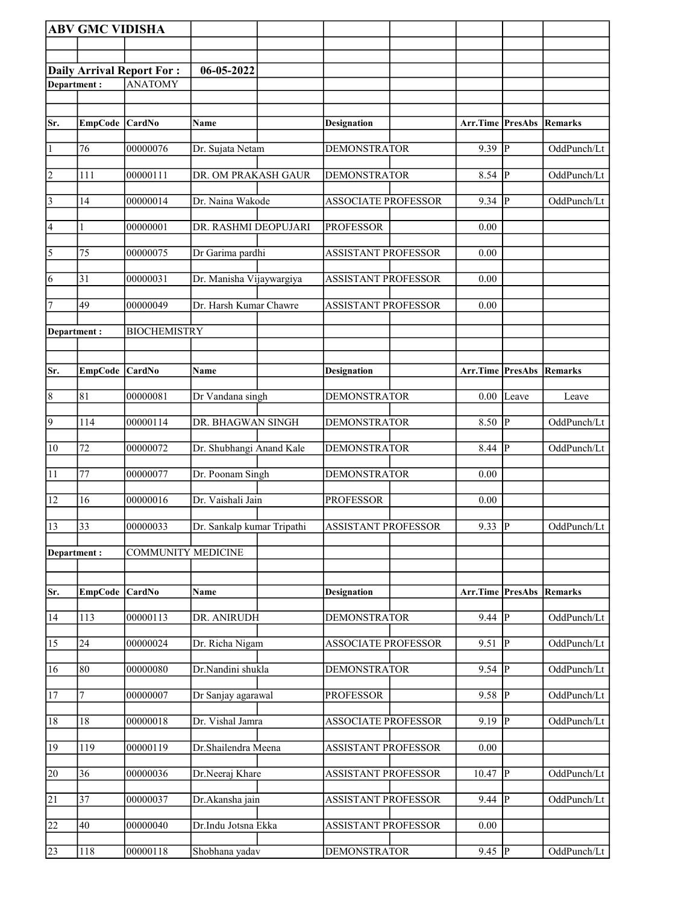**ABV GMC VIDISHA**

**Daily Arrival Report For :** **06-05-2022**

**Department :** ANATOMY

| Sr. | EmpCode | CardNo | Name | Designation | Arr.Time | PresAbs | Remarks |
|---|---|---|---|---|---|---|---|
| 1 | 76 | 00000076 | Dr. Sujata Netam | DEMONSTRATOR | 9.39 | P | OddPunch/Lt |
| 2 | 111 | 00000111 | DR. OM PRAKASH GAUR | DEMONSTRATOR | 8.54 | P | OddPunch/Lt |
| 3 | 14 | 00000014 | Dr. Naina Wakode | ASSOCIATE PROFESSOR | 9.34 | P | OddPunch/Lt |
| 4 | 1 | 00000001 | DR. RASHMI DEOPUJARI | PROFESSOR | 0.00 | | |
| 5 | 75 | 00000075 | Dr Garima pardhi | ASSISTANT PROFESSOR | 0.00 | | |
| 6 | 31 | 00000031 | Dr. Manisha Vijaywargiya | ASSISTANT PROFESSOR | 0.00 | | |
| 7 | 49 | 00000049 | Dr. Harsh Kumar Chawre | ASSISTANT PROFESSOR | 0.00 | | |

**Department :** BIOCHEMISTRY

| Sr. | EmpCode | CardNo | Name | Designation | Arr.Time | PresAbs | Remarks |
|---|---|---|---|---|---|---|---|
| 8 | 81 | 00000081 | Dr Vandana singh | DEMONSTRATOR | 0.00 | Leave | Leave |
| 9 | 114 | 00000114 | DR. BHAGWAN SINGH | DEMONSTRATOR | 8.50 | P | OddPunch/Lt |
| 10 | 72 | 00000072 | Dr. Shubhangi Anand Kale | DEMONSTRATOR | 8.44 | P | OddPunch/Lt |
| 11 | 77 | 00000077 | Dr. Poonam Singh | DEMONSTRATOR | 0.00 | | |
| 12 | 16 | 00000016 | Dr. Vaishali Jain | PROFESSOR | 0.00 | | |
| 13 | 33 | 00000033 | Dr. Sankalp kumar Tripathi | ASSISTANT PROFESSOR | 9.33 | P | OddPunch/Lt |

**Department :** COMMUNITY MEDICINE

| Sr. | EmpCode | CardNo | Name | Designation | Arr.Time | PresAbs | Remarks |
|---|---|---|---|---|---|---|---|
| 14 | 113 | 00000113 | DR. ANIRUDH | DEMONSTRATOR | 9.44 | P | OddPunch/Lt |
| 15 | 24 | 00000024 | Dr. Richa Nigam | ASSOCIATE PROFESSOR | 9.51 | P | OddPunch/Lt |
| 16 | 80 | 00000080 | Dr.Nandini shukla | DEMONSTRATOR | 9.54 | P | OddPunch/Lt |
| 17 | 7 | 00000007 | Dr Sanjay agarawal | PROFESSOR | 9.58 | P | OddPunch/Lt |
| 18 | 18 | 00000018 | Dr. Vishal Jamra | ASSOCIATE PROFESSOR | 9.19 | P | OddPunch/Lt |
| 19 | 119 | 00000119 | Dr.Shailendra Meena | ASSISTANT PROFESSOR | 0.00 | | |
| 20 | 36 | 00000036 | Dr.Neeraj Khare | ASSISTANT PROFESSOR | 10.47 | P | OddPunch/Lt |
| 21 | 37 | 00000037 | Dr.Akansha jain | ASSISTANT PROFESSOR | 9.44 | P | OddPunch/Lt |
| 22 | 40 | 00000040 | Dr.Indu Jotsna Ekka | ASSISTANT PROFESSOR | 0.00 | | |
| 23 | 118 | 00000118 | Shobhana yadav | DEMONSTRATOR | 9.45 | P | OddPunch/Lt |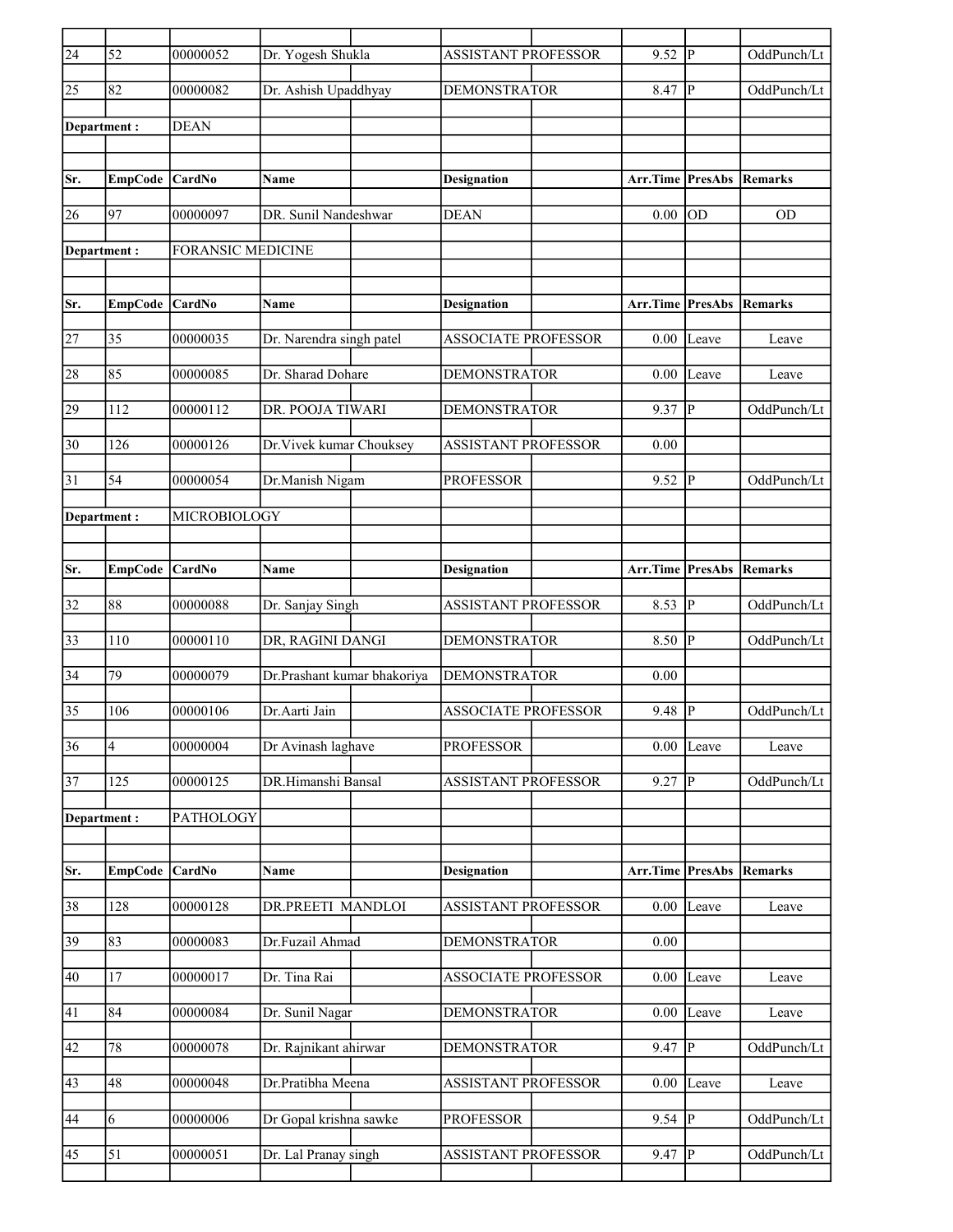| Sr. | EmpCode | CardNo | Name | Designation | Arr.Time | PresAbs | Remarks |
|---|---|---|---|---|---|---|---|
| 24 | 52 | 00000052 | Dr. Yogesh Shukla | ASSISTANT PROFESSOR | 9.52 | P | OddPunch/Lt |
| 25 | 82 | 00000082 | Dr. Ashish Upaddhyay | DEMONSTRATOR | 8.47 | P | OddPunch/Lt |

**Department :** DEAN

| Sr. | EmpCode | CardNo | Name | Designation | Arr.Time | PresAbs | Remarks |
|---|---|---|---|---|---|---|---|
| 26 | 97 | 00000097 | DR. Sunil Nandeshwar | DEAN | 0.00 | OD | OD |

**Department :** FORANSIC MEDICINE

| Sr. | EmpCode | CardNo | Name | Designation | Arr.Time | PresAbs | Remarks |
|---|---|---|---|---|---|---|---|
| 27 | 35 | 00000035 | Dr. Narendra singh patel | ASSOCIATE PROFESSOR | 0.00 | Leave | Leave |
| 28 | 85 | 00000085 | Dr. Sharad Dohare | DEMONSTRATOR | 0.00 | Leave | Leave |
| 29 | 112 | 00000112 | DR. POOJA TIWARI | DEMONSTRATOR | 9.37 | P | OddPunch/Lt |
| 30 | 126 | 00000126 | Dr.Vivek kumar Chouksey | ASSISTANT PROFESSOR | 0.00 | | |
| 31 | 54 | 00000054 | Dr.Manish Nigam | PROFESSOR | 9.52 | P | OddPunch/Lt |

**Department :** MICROBIOLOGY

| Sr. | EmpCode | CardNo | Name | Designation | Arr.Time | PresAbs | Remarks |
|---|---|---|---|---|---|---|---|
| 32 | 88 | 00000088 | Dr. Sanjay Singh | ASSISTANT PROFESSOR | 8.53 | P | OddPunch/Lt |
| 33 | 110 | 00000110 | DR, RAGINI DANGI | DEMONSTRATOR | 8.50 | P | OddPunch/Lt |
| 34 | 79 | 00000079 | Dr.Prashant kumar bhakoriya | DEMONSTRATOR | 0.00 | | |
| 35 | 106 | 00000106 | Dr.Aarti Jain | ASSOCIATE PROFESSOR | 9.48 | P | OddPunch/Lt |
| 36 | 4 | 00000004 | Dr Avinash laghave | PROFESSOR | 0.00 | Leave | Leave |
| 37 | 125 | 00000125 | DR.Himanshi Bansal | ASSISTANT PROFESSOR | 9.27 | P | OddPunch/Lt |

**Department :** PATHOLOGY

| Sr. | EmpCode | CardNo | Name | Designation | Arr.Time | PresAbs | Remarks |
|---|---|---|---|---|---|---|---|
| 38 | 128 | 00000128 | DR.PREETI MANDLOI | ASSISTANT PROFESSOR | 0.00 | Leave | Leave |
| 39 | 83 | 00000083 | Dr.Fuzail Ahmad | DEMONSTRATOR | 0.00 | | |
| 40 | 17 | 00000017 | Dr. Tina Rai | ASSOCIATE PROFESSOR | 0.00 | Leave | Leave |
| 41 | 84 | 00000084 | Dr. Sunil Nagar | DEMONSTRATOR | 0.00 | Leave | Leave |
| 42 | 78 | 00000078 | Dr. Rajnikant ahirwar | DEMONSTRATOR | 9.47 | P | OddPunch/Lt |
| 43 | 48 | 00000048 | Dr.Pratibha Meena | ASSISTANT PROFESSOR | 0.00 | Leave | Leave |
| 44 | 6 | 00000006 | Dr Gopal krishna sawke | PROFESSOR | 9.54 | P | OddPunch/Lt |
| 45 | 51 | 00000051 | Dr. Lal Pranay singh | ASSISTANT PROFESSOR | 9.47 | P | OddPunch/Lt |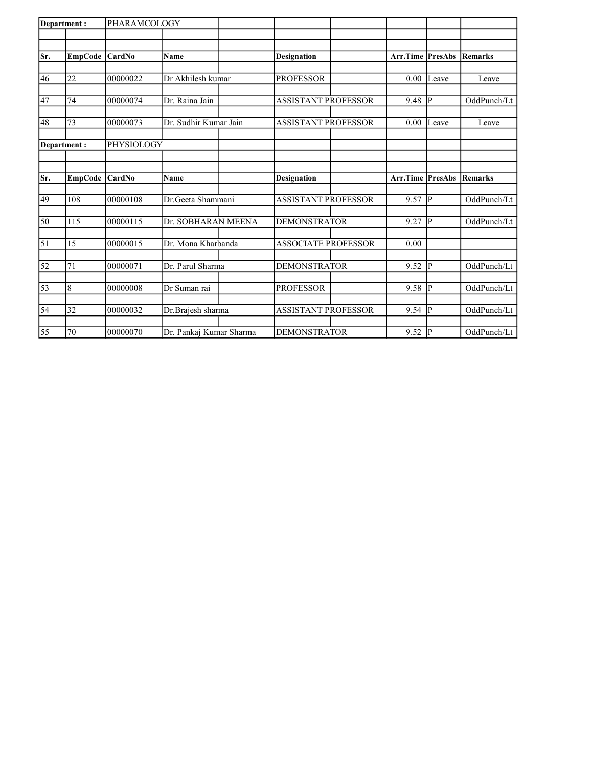| Department : | | PHARAMCOLOGY | | | | | | |
|---|---|---|---|---|---|---|---|---|
| Sr. | EmpCode | CardNo | Name | Designation | Arr.Time | PresAbs | Remarks |
| 46 | 22 | 00000022 | Dr Akhilesh kumar | PROFESSOR | 0.00 | Leave | Leave |
| 47 | 74 | 00000074 | Dr. Raina Jain | ASSISTANT PROFESSOR | 9.48 | P | OddPunch/Lt |
| 48 | 73 | 00000073 | Dr. Sudhir Kumar Jain | ASSISTANT PROFESSOR | 0.00 | Leave | Leave |

| Department : | | PHYSIOLOGY | | | | | |
|---|---|---|---|---|---|---|---|
| Sr. | EmpCode | CardNo | Name | Designation | Arr.Time | PresAbs | Remarks |
| 49 | 108 | 00000108 | Dr.Geeta Shammani | ASSISTANT PROFESSOR | 9.57 | P | OddPunch/Lt |
| 50 | 115 | 00000115 | Dr. SOBHARAN MEENA | DEMONSTRATOR | 9.27 | P | OddPunch/Lt |
| 51 | 15 | 00000015 | Dr. Mona Kharbanda | ASSOCIATE PROFESSOR | 0.00 | | |
| 52 | 71 | 00000071 | Dr. Parul Sharma | DEMONSTRATOR | 9.52 | P | OddPunch/Lt |
| 53 | 8 | 00000008 | Dr Suman rai | PROFESSOR | 9.58 | P | OddPunch/Lt |
| 54 | 32 | 00000032 | Dr.Brajesh sharma | ASSISTANT PROFESSOR | 9.54 | P | OddPunch/Lt |
| 55 | 70 | 00000070 | Dr. Pankaj Kumar Sharma | DEMONSTRATOR | 9.52 | P | OddPunch/Lt |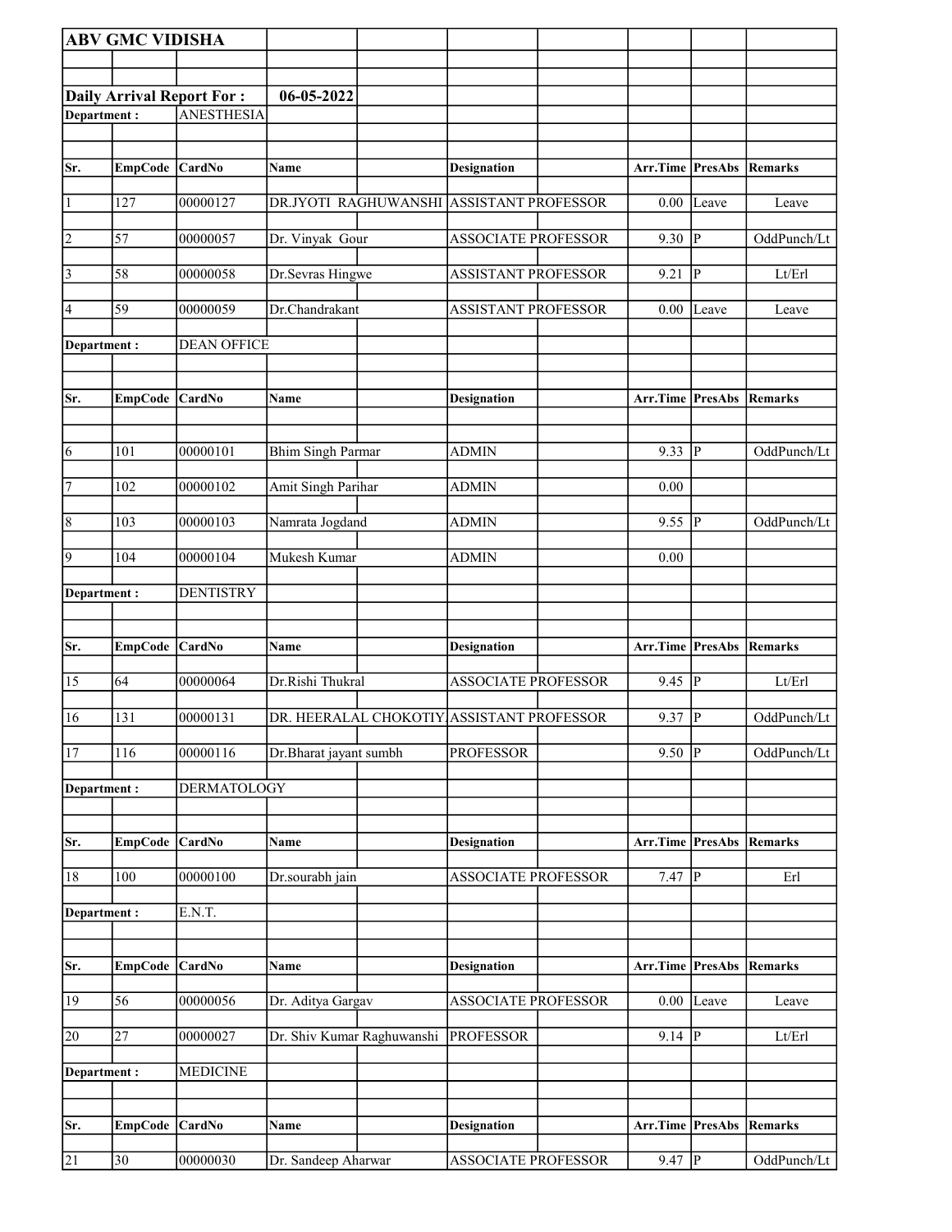**ABV GMC VIDISHA**

**Daily Arrival Report For :** **06-05-2022**

**Department :** ANESTHESIA

| Sr. | EmpCode | CardNo | Name | Designation | Arr.Time | PresAbs | Remarks |
|---|---|---|---|---|---|---|---|
| 1 | 127 | 00000127 | DR.JYOTI RAGHUWANSHI | ASSISTANT PROFESSOR | 0.00 | Leave | Leave |
| 2 | 57 | 00000057 | Dr. Vinyak Gour | ASSOCIATE PROFESSOR | 9.30 | P | OddPunch/Lt |
| 3 | 58 | 00000058 | Dr.Sevras Hingwe | ASSISTANT PROFESSOR | 9.21 | P | Lt/Erl |
| 4 | 59 | 00000059 | Dr.Chandrakant | ASSISTANT PROFESSOR | 0.00 | Leave | Leave |

**Department :** DEAN OFFICE

| Sr. | EmpCode | CardNo | Name | Designation | Arr.Time | PresAbs | Remarks |
|---|---|---|---|---|---|---|---|
| 6 | 101 | 00000101 | Bhim Singh Parmar | ADMIN | 9.33 | P | OddPunch/Lt |
| 7 | 102 | 00000102 | Amit Singh Parihar | ADMIN | 0.00 | | |
| 8 | 103 | 00000103 | Namrata Jogdand | ADMIN | 9.55 | P | OddPunch/Lt |
| 9 | 104 | 00000104 | Mukesh Kumar | ADMIN | 0.00 | | |

**Department :** DENTISTRY

| Sr. | EmpCode | CardNo | Name | Designation | Arr.Time | PresAbs | Remarks |
|---|---|---|---|---|---|---|---|
| 15 | 64 | 00000064 | Dr.Rishi Thukral | ASSOCIATE PROFESSOR | 9.45 | P | Lt/Erl |
| 16 | 131 | 00000131 | DR. HEERALAL CHOKOTIY | ASSISTANT PROFESSOR | 9.37 | P | OddPunch/Lt |
| 17 | 116 | 00000116 | Dr.Bharat jayant sumbh | PROFESSOR | 9.50 | P | OddPunch/Lt |

**Department :** DERMATOLOGY

| Sr. | EmpCode | CardNo | Name | Designation | Arr.Time | PresAbs | Remarks |
|---|---|---|---|---|---|---|---|
| 18 | 100 | 00000100 | Dr.sourabh jain | ASSOCIATE PROFESSOR | 7.47 | P | Erl |

**Department :** E.N.T.

| Sr. | EmpCode | CardNo | Name | Designation | Arr.Time | PresAbs | Remarks |
|---|---|---|---|---|---|---|---|
| 19 | 56 | 00000056 | Dr. Aditya Gargav | ASSOCIATE PROFESSOR | 0.00 | Leave | Leave |
| 20 | 27 | 00000027 | Dr. Shiv Kumar Raghuwanshi | PROFESSOR | 9.14 | P | Lt/Erl |

**Department :** MEDICINE

| Sr. | EmpCode | CardNo | Name | Designation | Arr.Time | PresAbs | Remarks |
|---|---|---|---|---|---|---|---|
| 21 | 30 | 00000030 | Dr. Sandeep Aharwar | ASSOCIATE PROFESSOR | 9.47 | P | OddPunch/Lt |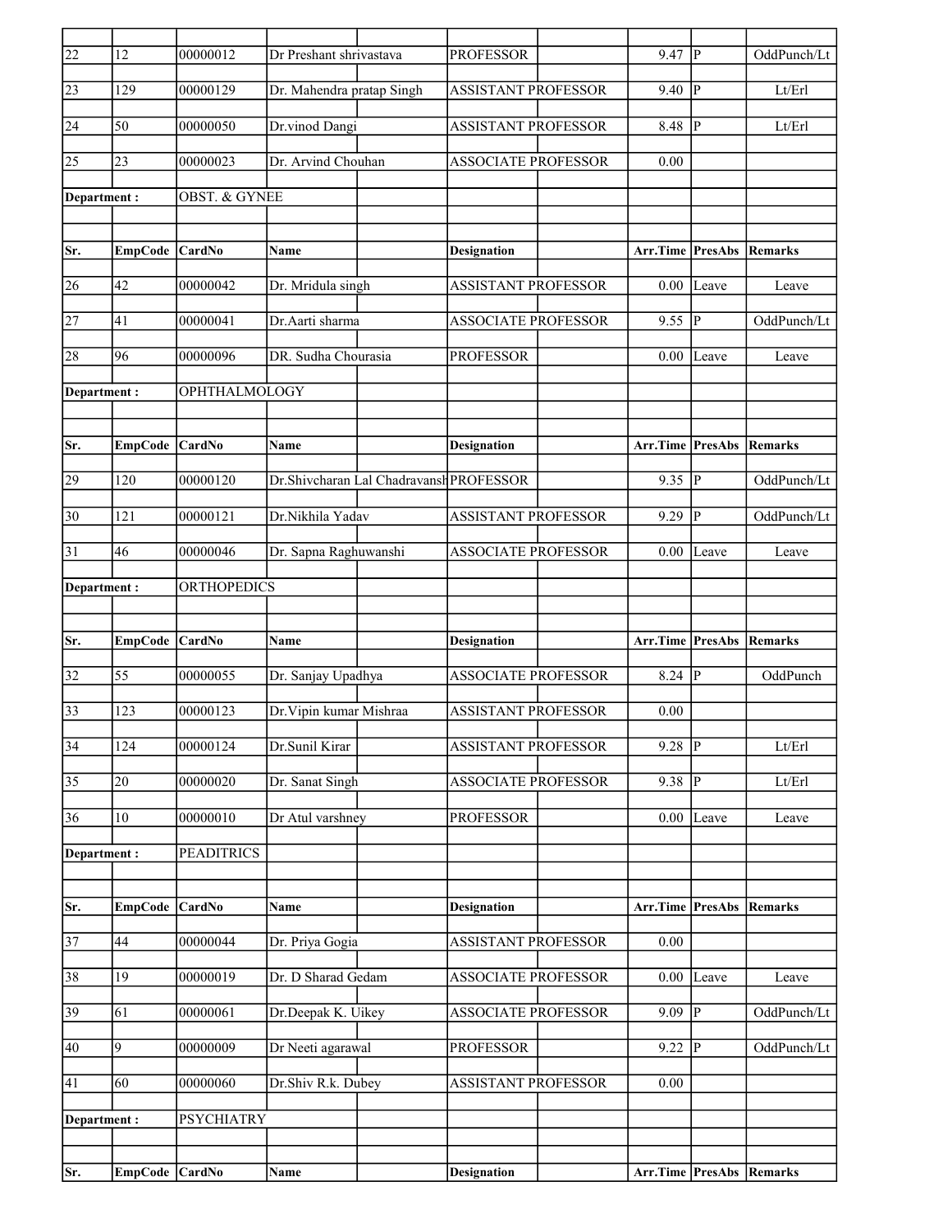| Sr. | EmpCode | CardNo | Name | | Designation | | Arr.Time | PresAbs | Remarks |
|---|---|---|---|---|---|---|---|---|---|
| 22 | 12 | 00000012 | Dr Preshant shrivastava | | PROFESSOR | | 9.47 | P | OddPunch/Lt |
| 23 | 129 | 00000129 | Dr. Mahendra pratap Singh | | ASSISTANT PROFESSOR | | 9.40 | P | Lt/Erl |
| 24 | 50 | 00000050 | Dr.vinod Dangi | | ASSISTANT PROFESSOR | | 8.48 | P | Lt/Erl |
| 25 | 23 | 00000023 | Dr. Arvind Chouhan | | ASSOCIATE PROFESSOR | | 0.00 | | |
| **Department :** | | OBST. & GYNEE | | | | | | | |
| **Sr.** | **EmpCode** | **CardNo** | **Name** | | **Designation** | | **Arr.Time** | **PresAbs** | **Remarks** |
| 26 | 42 | 00000042 | Dr. Mridula singh | | ASSISTANT PROFESSOR | | 0.00 | Leave | Leave |
| 27 | 41 | 00000041 | Dr.Aarti sharma | | ASSOCIATE PROFESSOR | | 9.55 | P | OddPunch/Lt |
| 28 | 96 | 00000096 | DR. Sudha Chourasia | | PROFESSOR | | 0.00 | Leave | Leave |
| **Department :** | | OPHTHALMOLOGY | | | | | | | |
| **Sr.** | **EmpCode** | **CardNo** | **Name** | | **Designation** | | **Arr.Time** | **PresAbs** | **Remarks** |
| 29 | 120 | 00000120 | Dr.Shivcharan Lal Chadravansh | | PROFESSOR | | 9.35 | P | OddPunch/Lt |
| 30 | 121 | 00000121 | Dr.Nikhila Yadav | | ASSISTANT PROFESSOR | | 9.29 | P | OddPunch/Lt |
| 31 | 46 | 00000046 | Dr. Sapna Raghuwanshi | | ASSOCIATE PROFESSOR | | 0.00 | Leave | Leave |
| **Department :** | | ORTHOPEDICS | | | | | | | |
| **Sr.** | **EmpCode** | **CardNo** | **Name** | | **Designation** | | **Arr.Time** | **PresAbs** | **Remarks** |
| 32 | 55 | 00000055 | Dr. Sanjay Upadhya | | ASSOCIATE PROFESSOR | | 8.24 | P | OddPunch |
| 33 | 123 | 00000123 | Dr.Vipin kumar Mishraa | | ASSISTANT PROFESSOR | | 0.00 | | |
| 34 | 124 | 00000124 | Dr.Sunil Kirar | | ASSISTANT PROFESSOR | | 9.28 | P | Lt/Erl |
| 35 | 20 | 00000020 | Dr. Sanat Singh | | ASSOCIATE PROFESSOR | | 9.38 | P | Lt/Erl |
| 36 | 10 | 00000010 | Dr Atul varshney | | PROFESSOR | | 0.00 | Leave | Leave |
| **Department :** | | PEADITRICS | | | | | | | |
| **Sr.** | **EmpCode** | **CardNo** | **Name** | | **Designation** | | **Arr.Time** | **PresAbs** | **Remarks** |
| 37 | 44 | 00000044 | Dr. Priya Gogia | | ASSISTANT PROFESSOR | | 0.00 | | |
| 38 | 19 | 00000019 | Dr. D Sharad Gedam | | ASSOCIATE PROFESSOR | | 0.00 | Leave | Leave |
| 39 | 61 | 00000061 | Dr.Deepak K. Uikey | | ASSOCIATE PROFESSOR | | 9.09 | P | OddPunch/Lt |
| 40 | 9 | 00000009 | Dr Neeti agarawal | | PROFESSOR | | 9.22 | P | OddPunch/Lt |
| 41 | 60 | 00000060 | Dr.Shiv R.k. Dubey | | ASSISTANT PROFESSOR | | 0.00 | | |
| **Department :** | | PSYCHIATRY | | | | | | | |
| **Sr.** | **EmpCode** | **CardNo** | **Name** | | **Designation** | | **Arr.Time** | **PresAbs** | **Remarks** |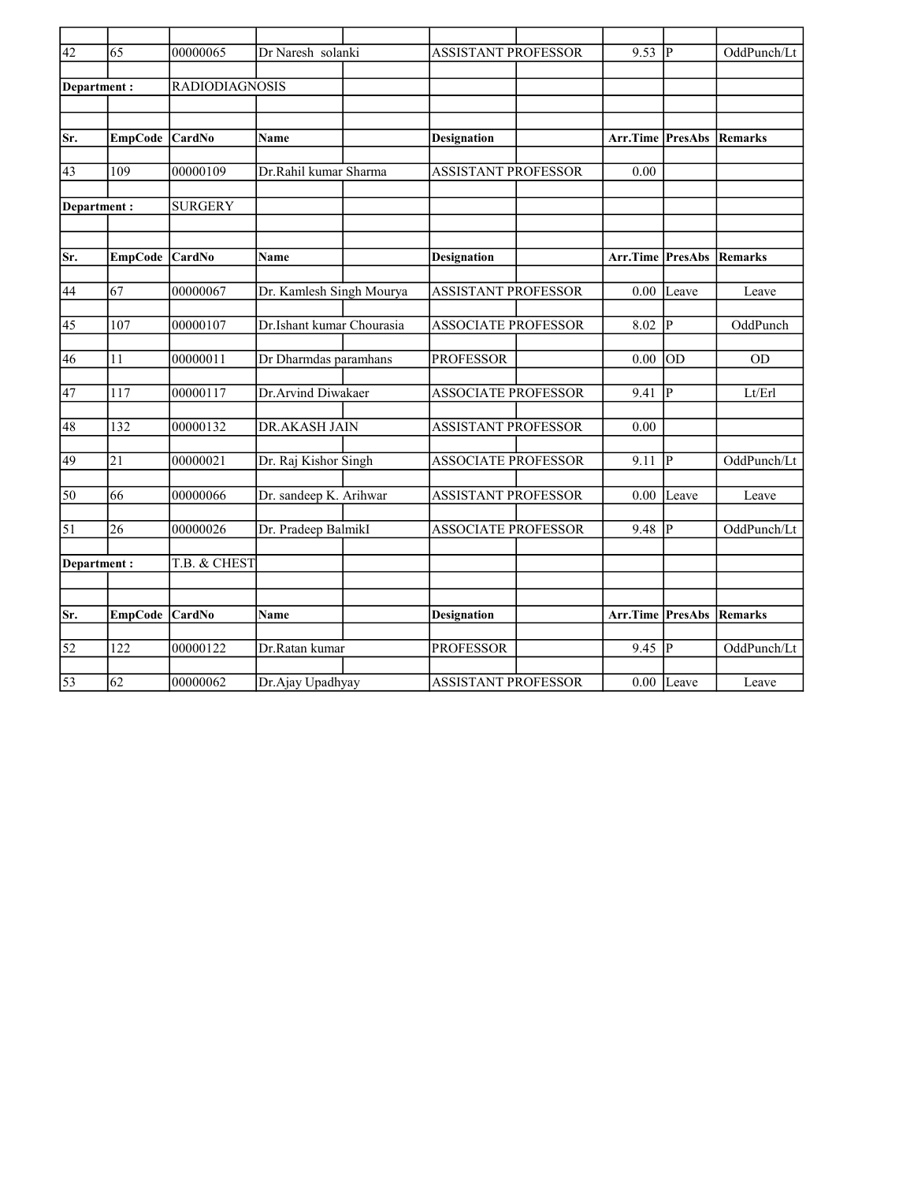| | | | | | | | |
|---|---|---|---|---|---|---|---|
| 42 | 65 | 00000065 | Dr Naresh solanki | ASSISTANT PROFESSOR | 9.53 | P | OddPunch/Lt |
| **Department :** | | RADIODIAGNOSIS | | | | | |
| **Sr.** | **EmpCode** | **CardNo** | **Name** | **Designation** | **Arr.Time** | **PresAbs** | **Remarks** |
| 43 | 109 | 00000109 | Dr.Rahil kumar Sharma | ASSISTANT PROFESSOR | 0.00 | | |
| **Department :** | | SURGERY | | | | | |
| **Sr.** | **EmpCode** | **CardNo** | **Name** | **Designation** | **Arr.Time** | **PresAbs** | **Remarks** |
| 44 | 67 | 00000067 | Dr. Kamlesh Singh Mourya | ASSISTANT PROFESSOR | 0.00 | Leave | Leave |
| 45 | 107 | 00000107 | Dr.Ishant kumar Chourasia | ASSOCIATE PROFESSOR | 8.02 | P | OddPunch |
| 46 | 11 | 00000011 | Dr Dharmdas paramhans | PROFESSOR | 0.00 | OD | OD |
| 47 | 117 | 00000117 | Dr.Arvind Diwakaer | ASSOCIATE PROFESSOR | 9.41 | P | Lt/Erl |
| 48 | 132 | 00000132 | DR.AKASH JAIN | ASSISTANT PROFESSOR | 0.00 | | |
| 49 | 21 | 00000021 | Dr. Raj Kishor Singh | ASSOCIATE PROFESSOR | 9.11 | P | OddPunch/Lt |
| 50 | 66 | 00000066 | Dr. sandeep K. Arihwar | ASSISTANT PROFESSOR | 0.00 | Leave | Leave |
| 51 | 26 | 00000026 | Dr. Pradeep BalmikI | ASSOCIATE PROFESSOR | 9.48 | P | OddPunch/Lt |
| **Department :** | | T.B. & CHEST | | | | | |
| **Sr.** | **EmpCode** | **CardNo** | **Name** | **Designation** | **Arr.Time** | **PresAbs** | **Remarks** |
| 52 | 122 | 00000122 | Dr.Ratan kumar | PROFESSOR | 9.45 | P | OddPunch/Lt |
| 53 | 62 | 00000062 | Dr.Ajay Upadhyay | ASSISTANT PROFESSOR | 0.00 | Leave | Leave |